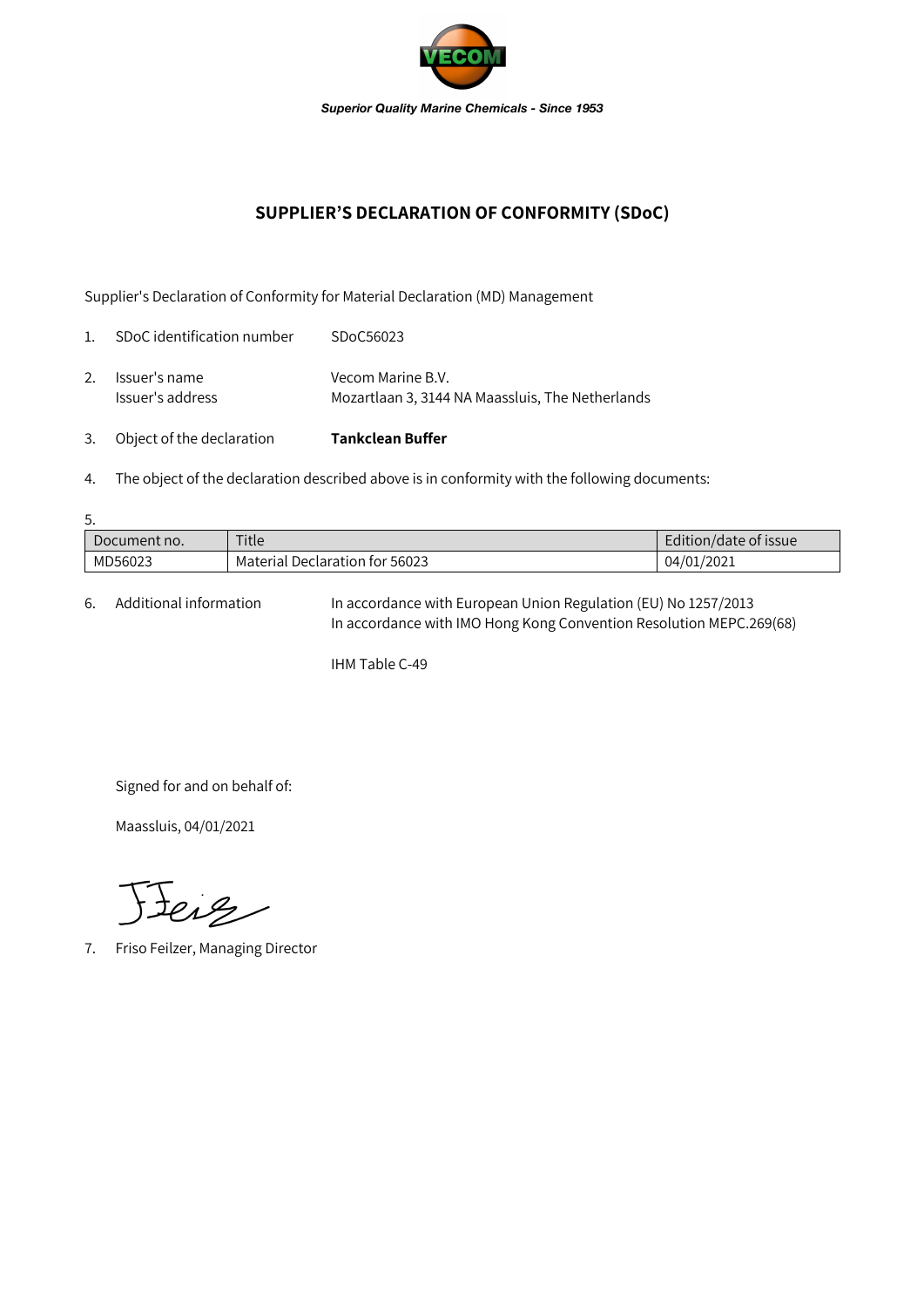VECOM

*Superior Quality Marine Chemicals - Since 1953*

# SUPPLIER'S DECLARATION OF CONFORMITY (SDoC)

Supplier's Declaration of Conformity for Material Declaration (MD) Management

1. SDoC identification number SDoC56023
2. Issuer's name Vecom Marine B.V.
   Issuer's address Mozartlaan 3, 3144 NA Maassluis, The Netherlands
3. Object of the declaration **Tankclean Buffer**
4. The object of the declaration described above is in conformity with the following documents:
5.

| Document no. | Title | Edition/date of issue |
| --- | --- | --- |
| MD56023 | Material Declaration for 56023 | 04/01/2021 |

6. Additional information In accordance with European Union Regulation (EU) No 1257/2013
   In accordance with IMO Hong Kong Convention Resolution MEPC.269(68)

   IHM Table C-49

Signed for and on behalf of:

Maassluis, 04/01/2021

7. Friso Feilzer, Managing Director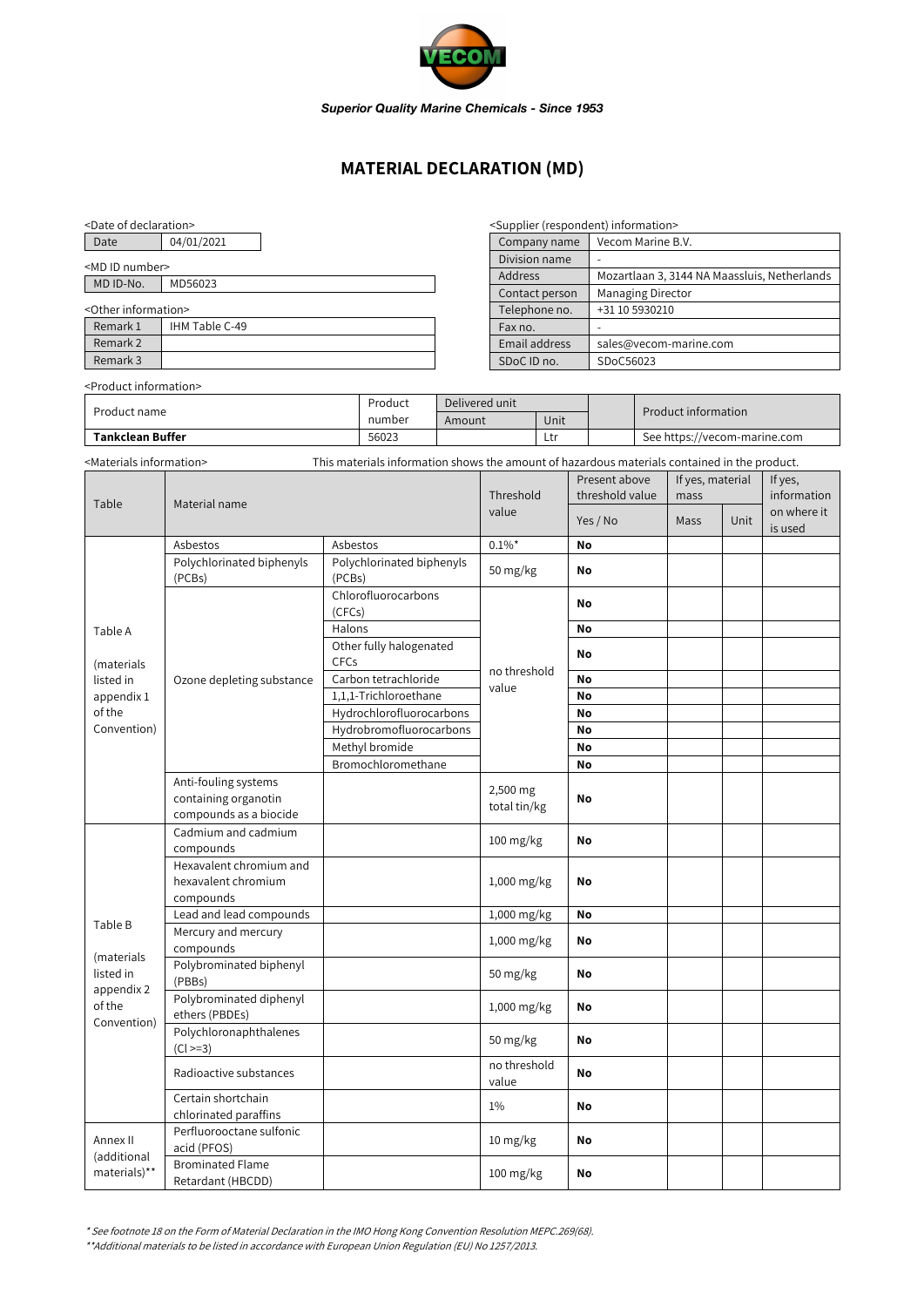*Superior Quality Marine Chemicals - Since 1953*

# MATERIAL DECLARATION (MD)

<Date of declaration>

| | |
|---|---|
| Date | 04/01/2021 |

<MD ID number>

| | |
|---|---|
| MD ID-No. | MD56023 |

<Other information>

| | |
|---|---|
| Remark 1 | IHM Table C-49 |
| Remark 2 | |
| Remark 3 | |

<Supplier (respondent) information>

| | |
|---|---|
| Company name | Vecom Marine B.V. |
| Division name | - |
| Address | Mozartlaan 3, 3144 NA Maassluis, Netherlands |
| Contact person | Managing Director |
| Telephone no. | +31 10 5930210 |
| Fax no. | - |
| Email address | sales@vecom-marine.com |
| SDoC ID no. | SDoC56023 |

<Product information>

| Product name | Product number | Delivered unit | | | Product information |
|---|---|---|---|---|---|
| | | Amount | Unit | | |
| **Tankclean Buffer** | 56023 | | Ltr | | See https://vecom-marine.com |

<Materials information> This materials information shows the amount of hazardous materials contained in the product.

| Table | Material name | | Threshold value | Present above threshold value | If yes, material mass | | If yes, information on where it is used |
|---|---|---|---|---|---|---|---|
| | | | | Yes / No | Mass | Unit | |
| Table A (materials listed in appendix 1 of the Convention) | Asbestos | Asbestos | 0.1%* | **No** | | | |
| | Polychlorinated biphenyls (PCBs) | Polychlorinated biphenyls (PCBs) | 50 mg/kg | **No** | | | |
| | Ozone depleting substance | Chlorofluorocarbons (CFCs) | no threshold value | **No** | | | |
| | | Halons | | **No** | | | |
| | | Other fully halogenated CFCs | | **No** | | | |
| | | Carbon tetrachloride | | **No** | | | |
| | | 1,1,1-Trichloroethane | | **No** | | | |
| | | Hydrochlorofluorocarbons | | **No** | | | |
| | | Hydrobromofluorocarbons | | **No** | | | |
| | | Methyl bromide | | **No** | | | |
| | | Bromochloromethane | | **No** | | | |
| | Anti-fouling systems containing organotin compounds as a biocide | | 2,500 mg total tin/kg | **No** | | | |
| Table B (materials listed in appendix 2 of the Convention) | Cadmium and cadmium compounds | | 100 mg/kg | **No** | | | |
| | Hexavalent chromium and hexavalent chromium compounds | | 1,000 mg/kg | **No** | | | |
| | Lead and lead compounds | | 1,000 mg/kg | **No** | | | |
| | Mercury and mercury compounds | | 1,000 mg/kg | **No** | | | |
| | Polybrominated biphenyl (PBBs) | | 50 mg/kg | **No** | | | |
| | Polybrominated diphenyl ethers (PBDEs) | | 1,000 mg/kg | **No** | | | |
| | Polychloronaphthalenes (Cl >=3) | | 50 mg/kg | **No** | | | |
| | Radioactive substances | | no threshold value | **No** | | | |
| | Certain shortchain chlorinated paraffins | | 1% | **No** | | | |
| Annex II (additional materials)** | Perfluorooctane sulfonic acid (PFOS) | | 10 mg/kg | **No** | | | |
| | Brominated Flame Retardant (HBCDD) | | 100 mg/kg | **No** | | | |

*\* See footnote 18 on the Form of Material Declaration in the IMO Hong Kong Convention Resolution MEPC.269(68).*
*\*\*Additional materials to be listed in accordance with European Union Regulation (EU) No 1257/2013.*